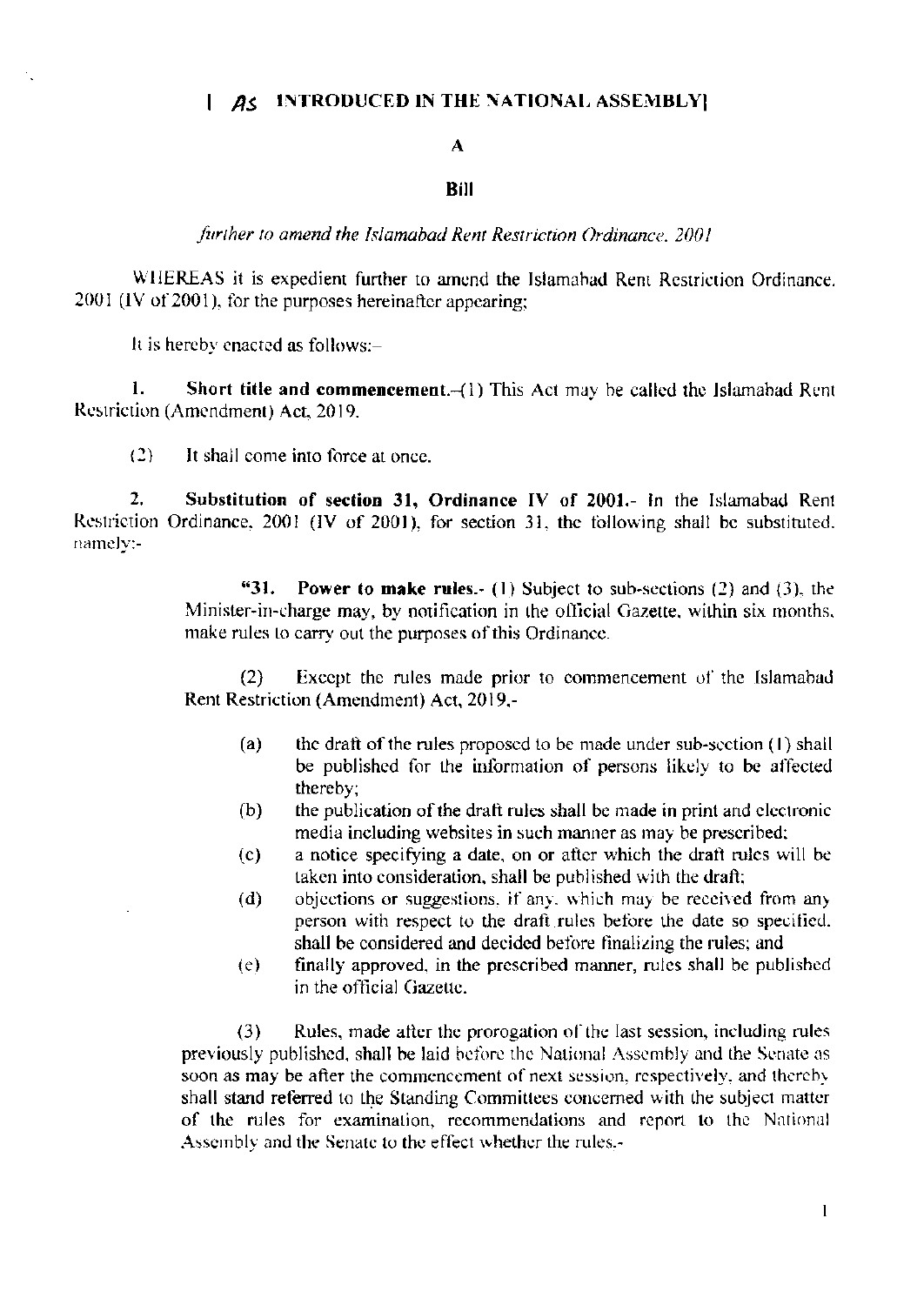**[ AS INTRODUCED IN THE NATIONAL ASSEMBLY]**

**A**

**Bill**

*further to amend the Islamabad Rent Restriction Ordinance, 2001*

WHEREAS it is expedient further to amend the Islamabad Rent Restriction Ordinance, 2001 (IV of 2001), for the purposes hereinafter appearing;

It is hereby enacted as follows:-

**1. Short title and commencement.**-(1) This Act may be called the Islamabad Rent Restriction (Amendment) Act, 2019.

(2) It shall come into force at once.

**2. Substitution of section 31, Ordinance IV of 2001.**- In the Islamabad Rent Restriction Ordinance, 2001 (IV of 2001), for section 31, the following shall be substituted, namely:-

> "**31. Power to make rules.**- (1) Subject to sub-sections (2) and (3), the Minister-in-charge may, by notification in the official Gazette, within six months, make rules to carry out the purposes of this Ordinance.
>
> (2) Except the rules made prior to commencement of the Islamabad Rent Restriction (Amendment) Act, 2019,-
>
> (a) the draft of the rules proposed to be made under sub-section (1) shall be published for the information of persons likely to be affected thereby;
>
> (b) the publication of the draft rules shall be made in print and electronic media including websites in such manner as may be prescribed;
>
> (c) a notice specifying a date, on or after which the draft rules will be taken into consideration, shall be published with the draft;
>
> (d) objections or suggestions, if any, which may be received from any person with respect to the draft rules before the date so specified, shall be considered and decided before finalizing the rules; and
>
> (e) finally approved, in the prescribed manner, rules shall be published in the official Gazette.
>
> (3) Rules, made after the prorogation of the last session, including rules previously published, shall be laid before the National Assembly and the Senate as soon as may be after the commencement of next session, respectively, and thereby shall stand referred to the Standing Committees concerned with the subject matter of the rules for examination, recommendations and report to the National Assembly and the Senate to the effect whether the rules,-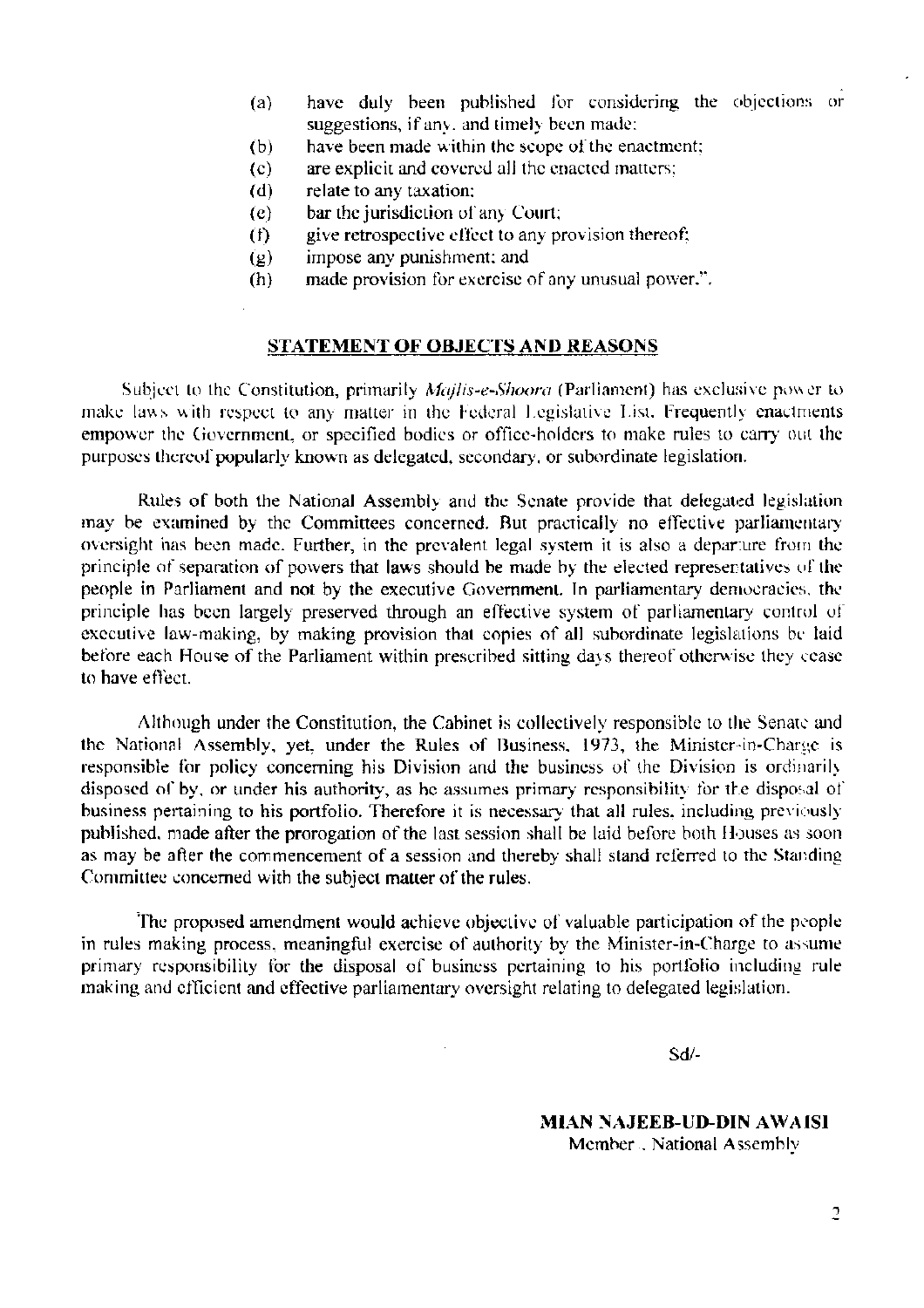(a) have duly been published for considering the objections or suggestions, if any, and timely been made:
(b) have been made within the scope of the enactment;
(c) are explicit and covered all the enacted matters;
(d) relate to any taxation;
(e) bar the jurisdiction of any Court;
(f) give retrospective effect to any provision thereof;
(g) impose any punishment; and
(h) made provision for exercise of any unusual power.".

## STATEMENT OF OBJECTS AND REASONS

Subject to the Constitution, primarily *Majlis-e-Shoora* (Parliament) has exclusive power to make laws with respect to any matter in the Federal Legislative List. Frequently enactments empower the Government, or specified bodies or office-holders to make rules to carry out the purposes thereof popularly known as delegated, secondary, or subordinate legislation.

Rules of both the National Assembly and the Senate provide that delegated legislation may be examined by the Committees concerned. But practically no effective parliamentary oversight has been made. Further, in the prevalent legal system it is also a departure from the principle of separation of powers that laws should be made by the elected representatives of the people in Parliament and not by the executive Government. In parliamentary democracies, the principle has been largely preserved through an effective system of parliamentary control of executive law-making, by making provision that copies of all subordinate legislations be laid before each House of the Parliament within prescribed sitting days thereof otherwise they cease to have effect.

Although under the Constitution, the Cabinet is collectively responsible to the Senate and the National Assembly, yet, under the Rules of Business, 1973, the Minister-in-Charge is responsible for policy concerning his Division and the business of the Division is ordinarily disposed of by, or under his authority, as he assumes primary responsibility for the disposal of business pertaining to his prorfolio. Therefore it is necessary that all rules, including previously published, made after the prorogation of the last session shall be laid before both Houses as soon as may be after the commencement of a session and thereby shall stand referred to the Standing Committee concerned with the subject matter of the rules.

The proposed amendment would achieve objective of valuable participation of the people in rules making process, meaningful exercise of authority by the Minister-in-Charge to assume primary responsibility for the disposal of business pertaining to his portfolio including rule making and efficient and effective parliamentary oversight relating to delegated legislation.

Sd/-

**MIAN NAJEEB-UD-DIN AWAISI**
Member , National Assembly